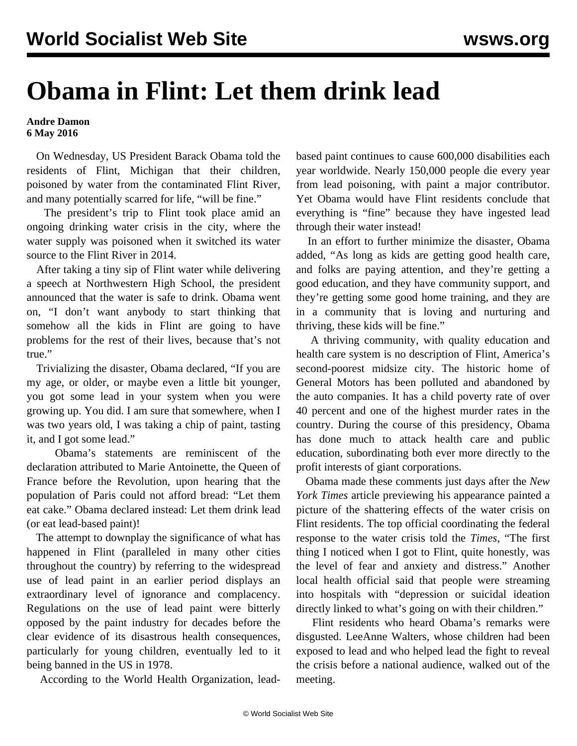# Obama in Flint: Let them drink lead

**Andre Damon**
**6 May 2016**

On Wednesday, US President Barack Obama told the residents of Flint, Michigan that their children, poisoned by water from the contaminated Flint River, and many potentially scarred for life, "will be fine."

The president's trip to Flint took place amid an ongoing drinking water crisis in the city, where the water supply was poisoned when it switched its water source to the Flint River in 2014.

After taking a tiny sip of Flint water while delivering a speech at Northwestern High School, the president announced that the water is safe to drink. Obama went on, "I don't want anybody to start thinking that somehow all the kids in Flint are going to have problems for the rest of their lives, because that's not true."

Trivializing the disaster, Obama declared, "If you are my age, or older, or maybe even a little bit younger, you got some lead in your system when you were growing up. You did. I am sure that somewhere, when I was two years old, I was taking a chip of paint, tasting it, and I got some lead."

Obama's statements are reminiscent of the declaration attributed to Marie Antoinette, the Queen of France before the Revolution, upon hearing that the population of Paris could not afford bread: "Let them eat cake." Obama declared instead: Let them drink lead (or eat lead-based paint)!

The attempt to downplay the significance of what has happened in Flint (paralleled in many other cities throughout the country) by referring to the widespread use of lead paint in an earlier period displays an extraordinary level of ignorance and complacency. Regulations on the use of lead paint were bitterly opposed by the paint industry for decades before the clear evidence of its disastrous health consequences, particularly for young children, eventually led to it being banned in the US in 1978.

According to the World Health Organization, lead-based paint continues to cause 600,000 disabilities each year worldwide. Nearly 150,000 people die every year from lead poisoning, with paint a major contributor. Yet Obama would have Flint residents conclude that everything is "fine" because they have ingested lead through their water instead!

In an effort to further minimize the disaster, Obama added, "As long as kids are getting good health care, and folks are paying attention, and they're getting a good education, and they have community support, and they're getting some good home training, and they are in a community that is loving and nurturing and thriving, these kids will be fine."

A thriving community, with quality education and health care system is no description of Flint, America's second-poorest midsize city. The historic home of General Motors has been polluted and abandoned by the auto companies. It has a child poverty rate of over 40 percent and one of the highest murder rates in the country. During the course of this presidency, Obama has done much to attack health care and public education, subordinating both ever more directly to the profit interests of giant corporations.

Obama made these comments just days after the *New York Times* article previewing his appearance painted a picture of the shattering effects of the water crisis on Flint residents. The top official coordinating the federal response to the water crisis told the *Times*, "The first thing I noticed when I got to Flint, quite honestly, was the level of fear and anxiety and distress." Another local health official said that people were streaming into hospitals with "depression or suicidal ideation directly linked to what's going on with their children."

Flint residents who heard Obama's remarks were disgusted. LeeAnne Walters, whose children had been exposed to lead and who helped lead the fight to reveal the crisis before a national audience, walked out of the meeting.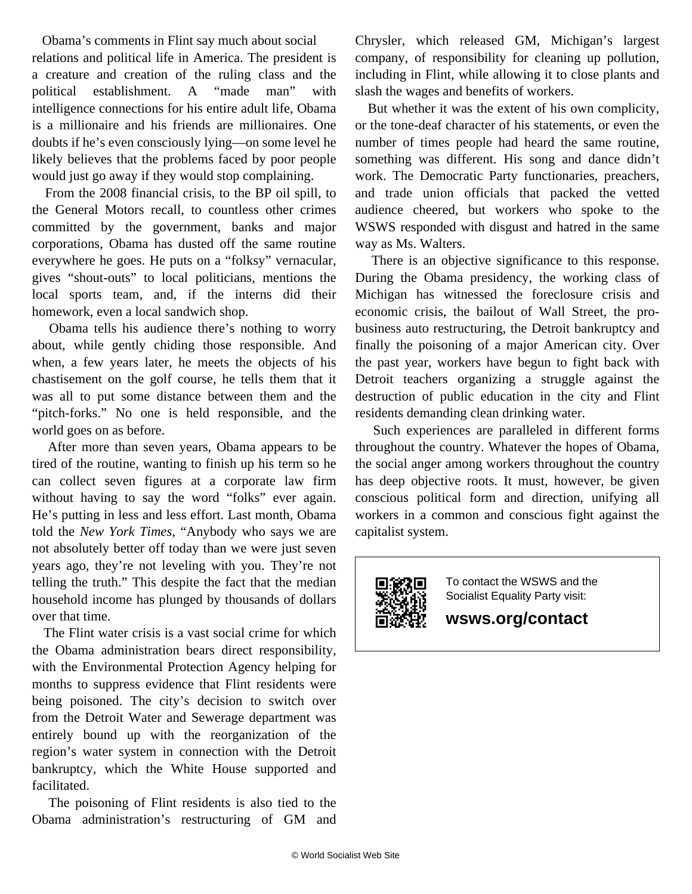Obama's comments in Flint say much about social relations and political life in America. The president is a creature and creation of the ruling class and the political establishment. A "made man" with intelligence connections for his entire adult life, Obama is a millionaire and his friends are millionaires. One doubts if he's even consciously lying—on some level he likely believes that the problems faced by poor people would just go away if they would stop complaining.

From the 2008 financial crisis, to the BP oil spill, to the General Motors recall, to countless other crimes committed by the government, banks and major corporations, Obama has dusted off the same routine everywhere he goes. He puts on a "folksy" vernacular, gives "shout-outs" to local politicians, mentions the local sports team, and, if the interns did their homework, even a local sandwich shop.

Obama tells his audience there's nothing to worry about, while gently chiding those responsible. And when, a few years later, he meets the objects of his chastisement on the golf course, he tells them that it was all to put some distance between them and the "pitch-forks." No one is held responsible, and the world goes on as before.

After more than seven years, Obama appears to be tired of the routine, wanting to finish up his term so he can collect seven figures at a corporate law firm without having to say the word "folks" ever again. He's putting in less and less effort. Last month, Obama told the *New York Times*, "Anybody who says we are not absolutely better off today than we were just seven years ago, they're not leveling with you. They're not telling the truth." This despite the fact that the median household income has plunged by thousands of dollars over that time.

The Flint water crisis is a vast social crime for which the Obama administration bears direct responsibility, with the Environmental Protection Agency helping for months to suppress evidence that Flint residents were being poisoned. The city's decision to switch over from the Detroit Water and Sewerage department was entirely bound up with the reorganization of the region's water system in connection with the Detroit bankruptcy, which the White House supported and facilitated.

The poisoning of Flint residents is also tied to the Obama administration's restructuring of GM and Chrysler, which released GM, Michigan's largest company, of responsibility for cleaning up pollution, including in Flint, while allowing it to close plants and slash the wages and benefits of workers.

But whether it was the extent of his own complicity, or the tone-deaf character of his statements, or even the number of times people had heard the same routine, something was different. His song and dance didn't work. The Democratic Party functionaries, preachers, and trade union officials that packed the vetted audience cheered, but workers who spoke to the WSWS responded with disgust and hatred in the same way as Ms. Walters.

There is an objective significance to this response. During the Obama presidency, the working class of Michigan has witnessed the foreclosure crisis and economic crisis, the bailout of Wall Street, the pro-business auto restructuring, the Detroit bankruptcy and finally the poisoning of a major American city. Over the past year, workers have begun to fight back with Detroit teachers organizing a struggle against the destruction of public education in the city and Flint residents demanding clean drinking water.

Such experiences are paralleled in different forms throughout the country. Whatever the hopes of Obama, the social anger among workers throughout the country has deep objective roots. It must, however, be given conscious political form and direction, unifying all workers in a common and conscious fight against the capitalist system.

To contact the WSWS and the Socialist Equality Party visit:

**wsws.org/contact**